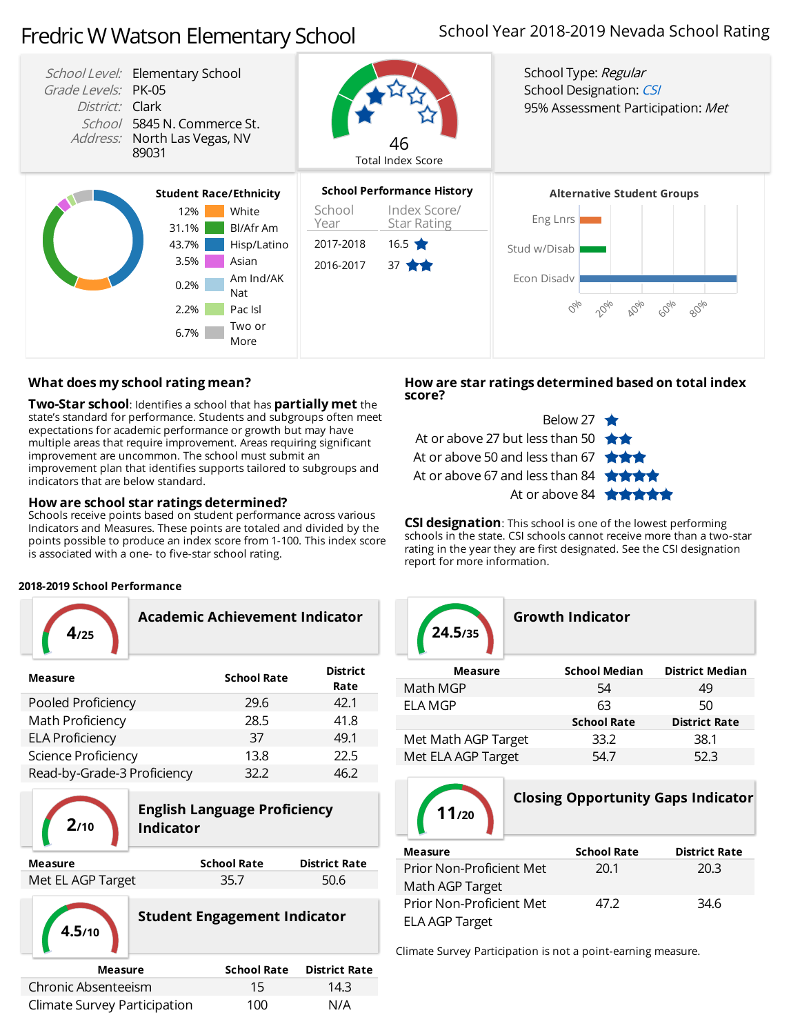# Fredric W Watson Elementary School

School Year 2018-2019 Nevada School Rating

*School Level:* Elementary School
*Grade Levels:* PK-05
*District:* Clark
*School Address:* 5845 N. Commerce St. North Las Vegas, NV 89031

46
Total Index Score

School Type: *Regular*
School Designation: *CSI*
95% Assessment Participation: *Met*

**Student Race/Ethnicity**

| % | Group |
|---|---|
| 12% | White |
| 31.1% | Bl/Afr Am |
| 43.7% | Hisp/Latino |
| 3.5% | Asian |
| 0.2% | Am Ind/AK Nat |
| 2.2% | Pac Isl |
| 6.7% | Two or More |

**School Performance History**

| School Year | Index Score/ Star Rating |
|---|---|
| 2017-2018 | 16.5 ★ |
| 2016-2017 | 37 ★★ |

**Alternative Student Groups**

Eng Lnrs, Stud w/Disab, Econ Disadv (0%, 20%, 40%, 60%, 80%)

## What does my school rating mean?

**Two-Star school**: Identifies a school that has **partially met** the state's standard for performance. Students and subgroups often meet expectations for academic performance or growth but may have multiple areas that require improvement. Areas requiring significant improvement are uncommon. The school must submit an improvement plan that identifies supports tailored to subgroups and indicators that are below standard.

## How are school star ratings determined?

Schools receive points based on student performance across various Indicators and Measures. These points are totaled and divided by the points possible to produce an index score from 1-100. This index score is associated with a one- to five-star school rating.

## How are star ratings determined based on total index score?

- Below 27 ★
- At or above 27 but less than 50 ★★
- At or above 50 and less than 67 ★★★
- At or above 67 and less than 84 ★★★★
- At or above 84 ★★★★★

**CSI designation**: This school is one of the lowest performing schools in the state. CSI schools cannot receive more than a two-star rating in the year they are first designated. See the CSI designation report for more information.

### 2018-2019 School Performance

**Academic Achievement Indicator** — 4/25

| Measure | School Rate | District Rate |
|---|---|---|
| Pooled Proficiency | 29.6 | 42.1 |
| Math Proficiency | 28.5 | 41.8 |
| ELA Proficiency | 37 | 49.1 |
| Science Proficiency | 13.8 | 22.5 |
| Read-by-Grade-3 Proficiency | 32.2 | 46.2 |

**English Language Proficiency Indicator** — 2/10

| Measure | School Rate | District Rate |
|---|---|---|
| Met EL AGP Target | 35.7 | 50.6 |

**Student Engagement Indicator** — 4.5/10

| Measure | School Rate | District Rate |
|---|---|---|
| Chronic Absenteeism | 15 | 14.3 |
| Climate Survey Participation | 100 | N/A |

**Growth Indicator** — 24.5/35

| Measure | School Median | District Median |
|---|---|---|
| Math MGP | 54 | 49 |
| ELA MGP | 63 | 50 |
| | **School Rate** | **District Rate** |
| Met Math AGP Target | 33.2 | 38.1 |
| Met ELA AGP Target | 54.7 | 52.3 |

**Closing Opportunity Gaps Indicator** — 11/20

| Measure | School Rate | District Rate |
|---|---|---|
| Prior Non-Proficient Met Math AGP Target | 20.1 | 20.3 |
| Prior Non-Proficient Met ELA AGP Target | 47.2 | 34.6 |

Climate Survey Participation is not a point-earning measure.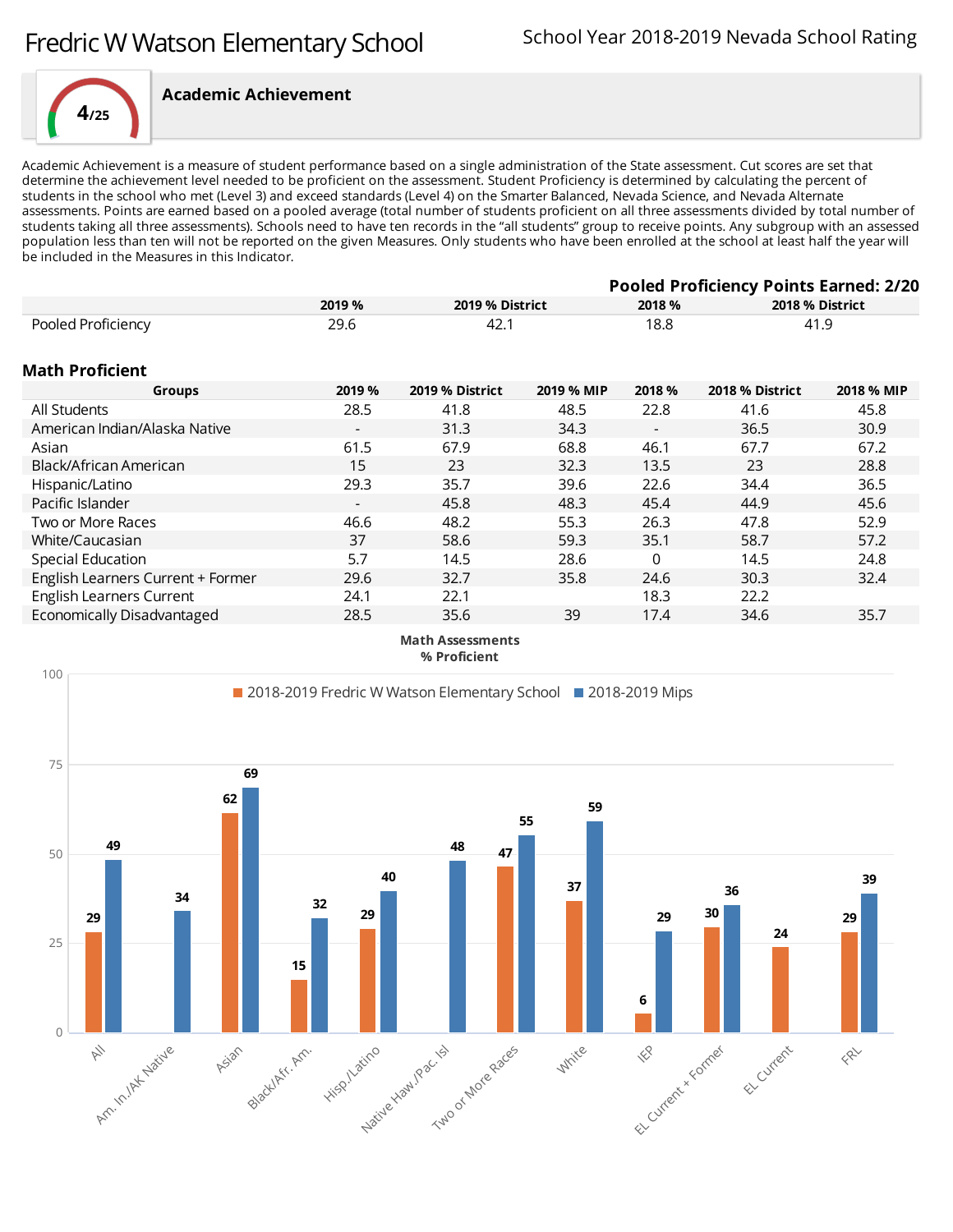# Fredric W Watson Elementary School

School Year 2018-2019 Nevada School Rating

4/25

## Academic Achievement

Academic Achievement is a measure of student performance based on a single administration of the State assessment. Cut scores are set that determine the achievement level needed to be proficient on the assessment. Student Proficiency is determined by calculating the percent of students in the school who met (Level 3) and exceed standards (Level 4) on the Smarter Balanced, Nevada Science, and Nevada Alternate assessments. Points are earned based on a pooled average (total number of students proficient on all three assessments divided by total number of students taking all three assessments). Schools need to have ten records in the "all students" group to receive points. Any subgroup with an assessed population less than ten will not be reported on the given Measures. Only students who have been enrolled at the school at least half the year will be included in the Measures in this Indicator.

**Pooled Proficiency Points Earned: 2/20**

| | 2019 % | 2019 % District | 2018 % | 2018 % District |
|---|---|---|---|---|
| Pooled Proficiency | 29.6 | 42.1 | 18.8 | 41.9 |

### Math Proficient

| Groups | 2019 % | 2019 % District | 2019 % MIP | 2018 % | 2018 % District | 2018 % MIP |
|---|---|---|---|---|---|---|
| All Students | 28.5 | 41.8 | 48.5 | 22.8 | 41.6 | 45.8 |
| American Indian/Alaska Native | - | 31.3 | 34.3 | - | 36.5 | 30.9 |
| Asian | 61.5 | 67.9 | 68.8 | 46.1 | 67.7 | 67.2 |
| Black/African American | 15 | 23 | 32.3 | 13.5 | 23 | 28.8 |
| Hispanic/Latino | 29.3 | 35.7 | 39.6 | 22.6 | 34.4 | 36.5 |
| Pacific Islander | - | 45.8 | 48.3 | 45.4 | 44.9 | 45.6 |
| Two or More Races | 46.6 | 48.2 | 55.3 | 26.3 | 47.8 | 52.9 |
| White/Caucasian | 37 | 58.6 | 59.3 | 35.1 | 58.7 | 57.2 |
| Special Education | 5.7 | 14.5 | 28.6 | 0 | 14.5 | 24.8 |
| English Learners Current + Former | 29.6 | 32.7 | 35.8 | 24.6 | 30.3 | 32.4 |
| English Learners Current | 24.1 | 22.1 | | 18.3 | 22.2 | |
| Economically Disadvantaged | 28.5 | 35.6 | 39 | 17.4 | 34.6 | 35.7 |

**Math Assessments % Proficient**

| Group | 2018-2019 Fredric W Watson Elementary School | 2018-2019 Mips |
|---|---|---|
| All | 29 | 49 |
| Am. In./AK Native | | 34 |
| Asian | 62 | 69 |
| Black/Afr. Am. | 15 | 32 |
| Hisp./Latino | 29 | 40 |
| Native Haw./Pac. Isl | | 48 |
| Two or More Races | 47 | 55 |
| White | 37 | 59 |
| IEP | 6 | 29 |
| EL Current + Former | 30 | 36 |
| EL Current | 24 | |
| FRL | 29 | 39 |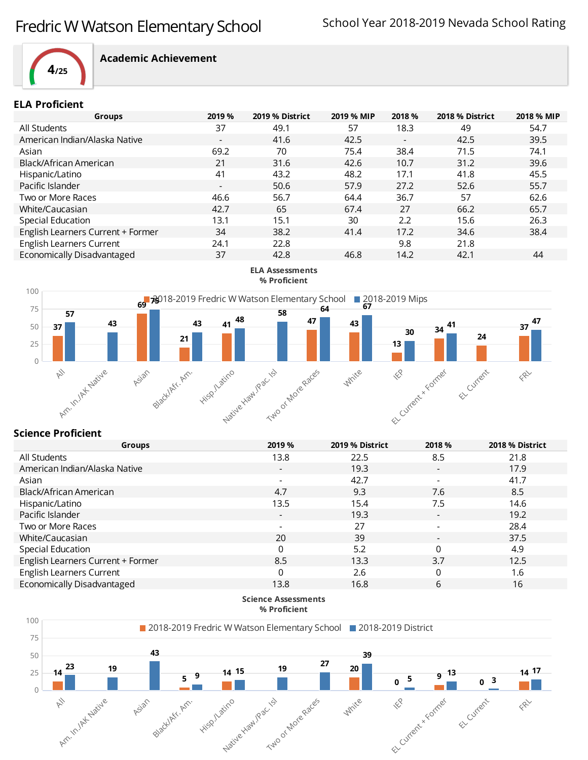# Fredric W Watson Elementary School

School Year 2018-2019 Nevada School Rating

**4/25**

**Academic Achievement**

## ELA Proficient

| Groups | 2019 % | 2019 % District | 2019 % MIP | 2018 % | 2018 % District | 2018 % MIP |
|---|---|---|---|---|---|---|
| All Students | 37 | 49.1 | 57 | 18.3 | 49 | 54.7 |
| American Indian/Alaska Native | - | 41.6 | 42.5 | - | 42.5 | 39.5 |
| Asian | 69.2 | 70 | 75.4 | 38.4 | 71.5 | 74.1 |
| Black/African American | 21 | 31.6 | 42.6 | 10.7 | 31.2 | 39.6 |
| Hispanic/Latino | 41 | 43.2 | 48.2 | 17.1 | 41.8 | 45.5 |
| Pacific Islander | - | 50.6 | 57.9 | 27.2 | 52.6 | 55.7 |
| Two or More Races | 46.6 | 56.7 | 64.4 | 36.7 | 57 | 62.6 |
| White/Caucasian | 42.7 | 65 | 67.4 | 27 | 66.2 | 65.7 |
| Special Education | 13.1 | 15.1 | 30 | 2.2 | 15.6 | 26.3 |
| English Learners Current + Former | 34 | 38.2 | 41.4 | 17.2 | 34.6 | 38.4 |
| English Learners Current | 24.1 | 22.8 | | 9.8 | 21.8 | |
| Economically Disadvantaged | 37 | 42.8 | 46.8 | 14.2 | 42.1 | 44 |

**ELA Assessments % Proficient**

| Group | 2018-2019 Fredric W Watson Elementary School | 2018-2019 Mips |
|---|---|---|
| All | 37 | 57 |
| Am. In./AK Native | | 43 |
| Asian | 69 | 75 |
| Black/Afr. Am. | 21 | 43 |
| Hisp./Latino | 41 | 48 |
| Native Haw./Pac. Isl | | 58 |
| Two or More Races | 47 | 64 |
| White | 43 | 67 |
| IEP | 13 | 30 |
| EL Current + Former | 34 | 41 |
| EL Current | 24 | |
| FRL | 37 | 47 |

## Science Proficient

| Groups | 2019 % | 2019 % District | 2018 % | 2018 % District |
|---|---|---|---|---|
| All Students | 13.8 | 22.5 | 8.5 | 21.8 |
| American Indian/Alaska Native | - | 19.3 | - | 17.9 |
| Asian | - | 42.7 | - | 41.7 |
| Black/African American | 4.7 | 9.3 | 7.6 | 8.5 |
| Hispanic/Latino | 13.5 | 15.4 | 7.5 | 14.6 |
| Pacific Islander | - | 19.3 | - | 19.2 |
| Two or More Races | - | 27 | - | 28.4 |
| White/Caucasian | 20 | 39 | - | 37.5 |
| Special Education | 0 | 5.2 | 0 | 4.9 |
| English Learners Current + Former | 8.5 | 13.3 | 3.7 | 12.5 |
| English Learners Current | 0 | 2.6 | 0 | 1.6 |
| Economically Disadvantaged | 13.8 | 16.8 | 6 | 16 |

**Science Assessments % Proficient**

| Group | 2018-2019 Fredric W Watson Elementary School | 2018-2019 District |
|---|---|---|
| All | 14 | 23 |
| Am. In./AK Native | | 19 |
| Asian | | 43 |
| Black/Afr. Am. | 5 | 9 |
| Hisp./Latino | 14 | 15 |
| Native Haw./Pac. Isl | | 19 |
| Two or More Races | | 27 |
| White | 20 | 39 |
| IEP | 0 | 5 |
| EL Current + Former | 9 | 13 |
| EL Current | 0 | 3 |
| FRL | 14 | 17 |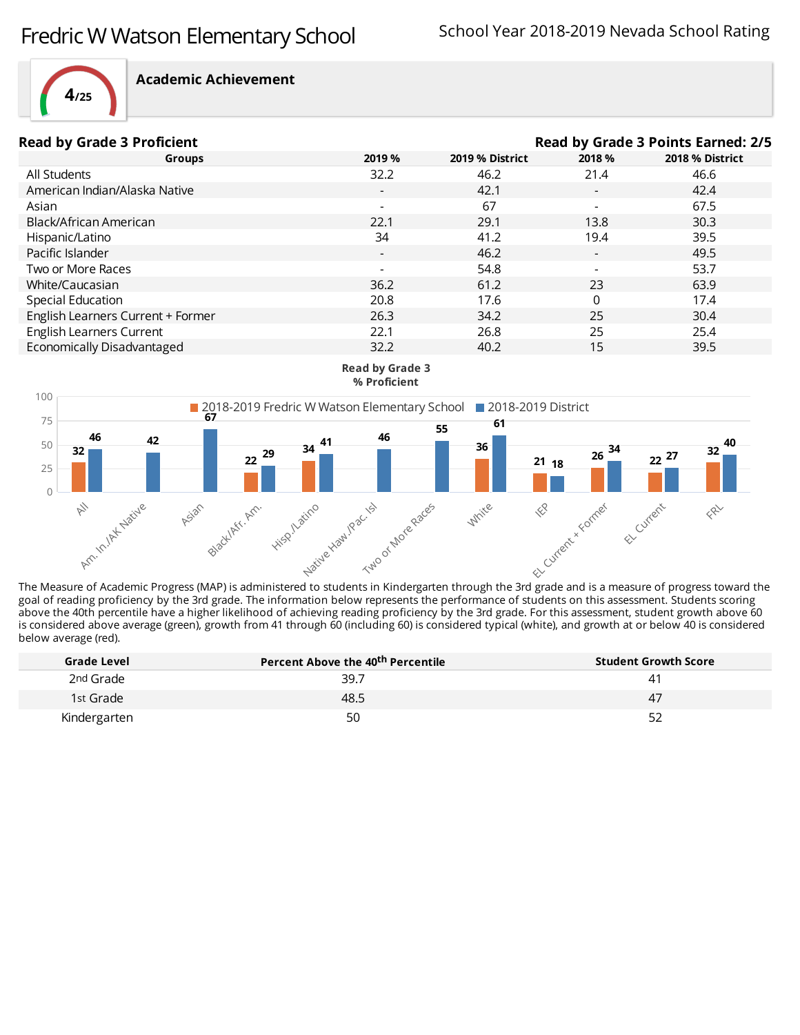# Fredric W Watson Elementary School

School Year 2018-2019 Nevada School Rating

**4/25**

## Academic Achievement

**Read by Grade 3 Proficient**

**Read by Grade 3 Points Earned: 2/5**

| Groups | 2019 % | 2019 % District | 2018 % | 2018 % District |
|---|---|---|---|---|
| All Students | 32.2 | 46.2 | 21.4 | 46.6 |
| American Indian/Alaska Native | - | 42.1 | - | 42.4 |
| Asian | - | 67 | - | 67.5 |
| Black/African American | 22.1 | 29.1 | 13.8 | 30.3 |
| Hispanic/Latino | 34 | 41.2 | 19.4 | 39.5 |
| Pacific Islander | - | 46.2 | - | 49.5 |
| Two or More Races | - | 54.8 | - | 53.7 |
| White/Caucasian | 36.2 | 61.2 | 23 | 63.9 |
| Special Education | 20.8 | 17.6 | 0 | 17.4 |
| English Learners Current + Former | 26.3 | 34.2 | 25 | 30.4 |
| English Learners Current | 22.1 | 26.8 | 25 | 25.4 |
| Economically Disadvantaged | 32.2 | 40.2 | 15 | 39.5 |

**Read by Grade 3 % Proficient**

| Group | 2018-2019 Fredric W Watson Elementary School | 2018-2019 District |
|---|---|---|
| All | 32 | 46 |
| Am. In./AK Native | | 42 |
| Asian | | 67 |
| Black/Afr. Am. | 22 | 29 |
| Hisp./Latino | 34 | 41 |
| Native Haw./Pac. Isl | | 46 |
| Two or More Races | | 55 |
| White | 36 | 61 |
| IEP | 21 | 18 |
| EL Current + Former | 26 | 34 |
| EL Current | 22 | 27 |
| FRL | 32 | 40 |

The Measure of Academic Progress (MAP) is administered to students in Kindergarten through the 3rd grade and is a measure of progress toward the goal of reading proficiency by the 3rd grade. The information below represents the performance of students on this assessment. Students scoring above the 40th percentile have a higher likelihood of achieving reading proficiency by the 3rd grade. For this assessment, student growth above 60 is considered above average (green), growth from 41 through 60 (including 60) is considered typical (white), and growth at or below 40 is considered below average (red).

| Grade Level | Percent Above the 40th Percentile | Student Growth Score |
|---|---|---|
| 2nd Grade | 39.7 | 41 |
| 1st Grade | 48.5 | 47 |
| Kindergarten | 50 | 52 |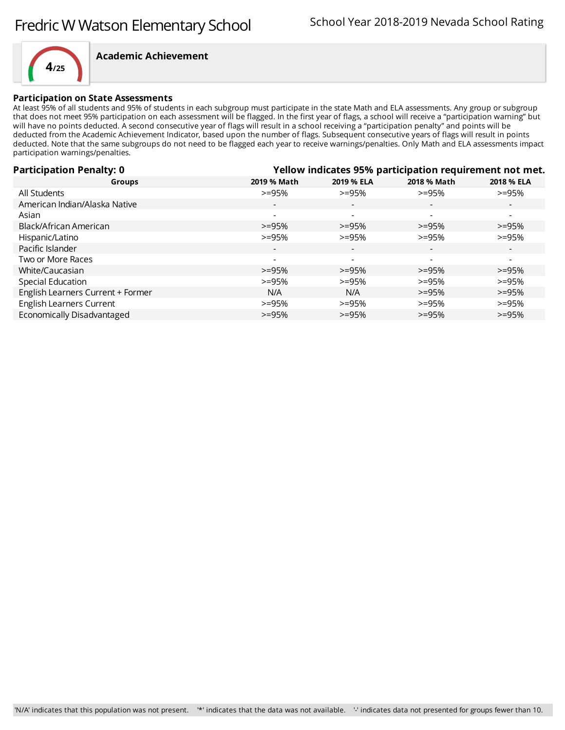# Fredric W Watson Elementary School

School Year 2018-2019 Nevada School Rating

4/25

## Academic Achievement

### Participation on State Assessments

At least 95% of all students and 95% of students in each subgroup must participate in the state Math and ELA assessments. Any group or subgroup that does not meet 95% participation on each assessment will be flagged. In the first year of flags, a school will receive a "participation warning" but will have no points deducted. A second consecutive year of flags will result in a school receiving a "participation penalty" and points will be deducted from the Academic Achievement Indicator, based upon the number of flags. Subsequent consecutive years of flags will result in points deducted. Note that the same subgroups do not need to be flagged each year to receive warnings/penalties. Only Math and ELA assessments impact participation warnings/penalties.

**Participation Penalty: 0**

**Yellow indicates 95% participation requirement not met.**

| Groups | 2019 % Math | 2019 % ELA | 2018 % Math | 2018 % ELA |
|---|---|---|---|---|
| All Students | >=95% | >=95% | >=95% | >=95% |
| American Indian/Alaska Native | - | - | - | - |
| Asian | - | - | - | - |
| Black/African American | >=95% | >=95% | >=95% | >=95% |
| Hispanic/Latino | >=95% | >=95% | >=95% | >=95% |
| Pacific Islander | - | - | - | - |
| Two or More Races | - | - | - | - |
| White/Caucasian | >=95% | >=95% | >=95% | >=95% |
| Special Education | >=95% | >=95% | >=95% | >=95% |
| English Learners Current + Former | N/A | N/A | >=95% | >=95% |
| English Learners Current | >=95% | >=95% | >=95% | >=95% |
| Economically Disadvantaged | >=95% | >=95% | >=95% | >=95% |

'N/A' indicates that this population was not present. '*' indicates that the data was not available. '-' indicates data not presented for groups fewer than 10.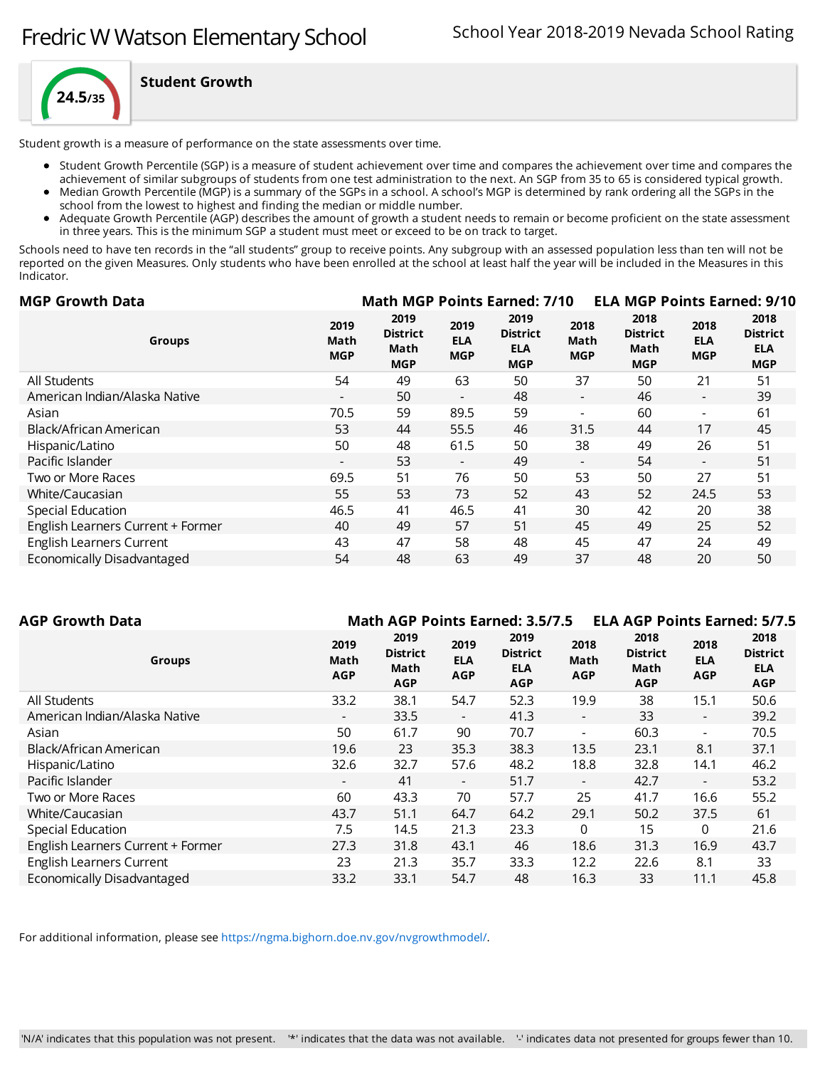# Fredric W Watson Elementary School

School Year 2018-2019 Nevada School Rating

**24.5/35**

## Student Growth

Student growth is a measure of performance on the state assessments over time.

- Student Growth Percentile (SGP) is a measure of student achievement over time and compares the achievement over time and compares the achievement of similar subgroups of students from one test administration to the next. An SGP from 35 to 65 is considered typical growth.
- Median Growth Percentile (MGP) is a summary of the SGPs in a school. A school's MGP is determined by rank ordering all the SGPs in the school from the lowest to highest and finding the median or middle number.
- Adequate Growth Percentile (AGP) describes the amount of growth a student needs to remain or become proficient on the state assessment in three years. This is the minimum SGP a student must meet or exceed to be on track to target.

Schools need to have ten records in the "all students" group to receive points. Any subgroup with an assessed population less than ten will not be reported on the given Measures. Only students who have been enrolled at the school at least half the year will be included in the Measures in this Indicator.

### MGP Growth Data

**Math MGP Points Earned: 7/10** **ELA MGP Points Earned: 9/10**

| Groups | 2019 Math MGP | 2019 District Math MGP | 2019 ELA MGP | 2019 District ELA MGP | 2018 Math MGP | 2018 District Math MGP | 2018 ELA MGP | 2018 District ELA MGP |
|---|---|---|---|---|---|---|---|---|
| All Students | 54 | 49 | 63 | 50 | 37 | 50 | 21 | 51 |
| American Indian/Alaska Native | - | 50 | - | 48 | - | 46 | - | 39 |
| Asian | 70.5 | 59 | 89.5 | 59 | - | 60 | - | 61 |
| Black/African American | 53 | 44 | 55.5 | 46 | 31.5 | 44 | 17 | 45 |
| Hispanic/Latino | 50 | 48 | 61.5 | 50 | 38 | 49 | 26 | 51 |
| Pacific Islander | - | 53 | - | 49 | - | 54 | - | 51 |
| Two or More Races | 69.5 | 51 | 76 | 50 | 53 | 50 | 27 | 51 |
| White/Caucasian | 55 | 53 | 73 | 52 | 43 | 52 | 24.5 | 53 |
| Special Education | 46.5 | 41 | 46.5 | 41 | 30 | 42 | 20 | 38 |
| English Learners Current + Former | 40 | 49 | 57 | 51 | 45 | 49 | 25 | 52 |
| English Learners Current | 43 | 47 | 58 | 48 | 45 | 47 | 24 | 49 |
| Economically Disadvantaged | 54 | 48 | 63 | 49 | 37 | 48 | 20 | 50 |

### AGP Growth Data

**Math AGP Points Earned: 3.5/7.5** **ELA AGP Points Earned: 5/7.5**

| Groups | 2019 Math AGP | 2019 District Math AGP | 2019 ELA AGP | 2019 District ELA AGP | 2018 Math AGP | 2018 District Math AGP | 2018 ELA AGP | 2018 District ELA AGP |
|---|---|---|---|---|---|---|---|---|
| All Students | 33.2 | 38.1 | 54.7 | 52.3 | 19.9 | 38 | 15.1 | 50.6 |
| American Indian/Alaska Native | - | 33.5 | - | 41.3 | - | 33 | - | 39.2 |
| Asian | 50 | 61.7 | 90 | 70.7 | - | 60.3 | - | 70.5 |
| Black/African American | 19.6 | 23 | 35.3 | 38.3 | 13.5 | 23.1 | 8.1 | 37.1 |
| Hispanic/Latino | 32.6 | 32.7 | 57.6 | 48.2 | 18.8 | 32.8 | 14.1 | 46.2 |
| Pacific Islander | - | 41 | - | 51.7 | - | 42.7 | - | 53.2 |
| Two or More Races | 60 | 43.3 | 70 | 57.7 | 25 | 41.7 | 16.6 | 55.2 |
| White/Caucasian | 43.7 | 51.1 | 64.7 | 64.2 | 29.1 | 50.2 | 37.5 | 61 |
| Special Education | 7.5 | 14.5 | 21.3 | 23.3 | 0 | 15 | 0 | 21.6 |
| English Learners Current + Former | 27.3 | 31.8 | 43.1 | 46 | 18.6 | 31.3 | 16.9 | 43.7 |
| English Learners Current | 23 | 21.3 | 35.7 | 33.3 | 12.2 | 22.6 | 8.1 | 33 |
| Economically Disadvantaged | 33.2 | 33.1 | 54.7 | 48 | 16.3 | 33 | 11.1 | 45.8 |

For additional information, please see https://ngma.bighorn.doe.nv.gov/nvgrowthmodel/.

'N/A' indicates that this population was not present. '*' indicates that the data was not available. '-' indicates data not presented for groups fewer than 10.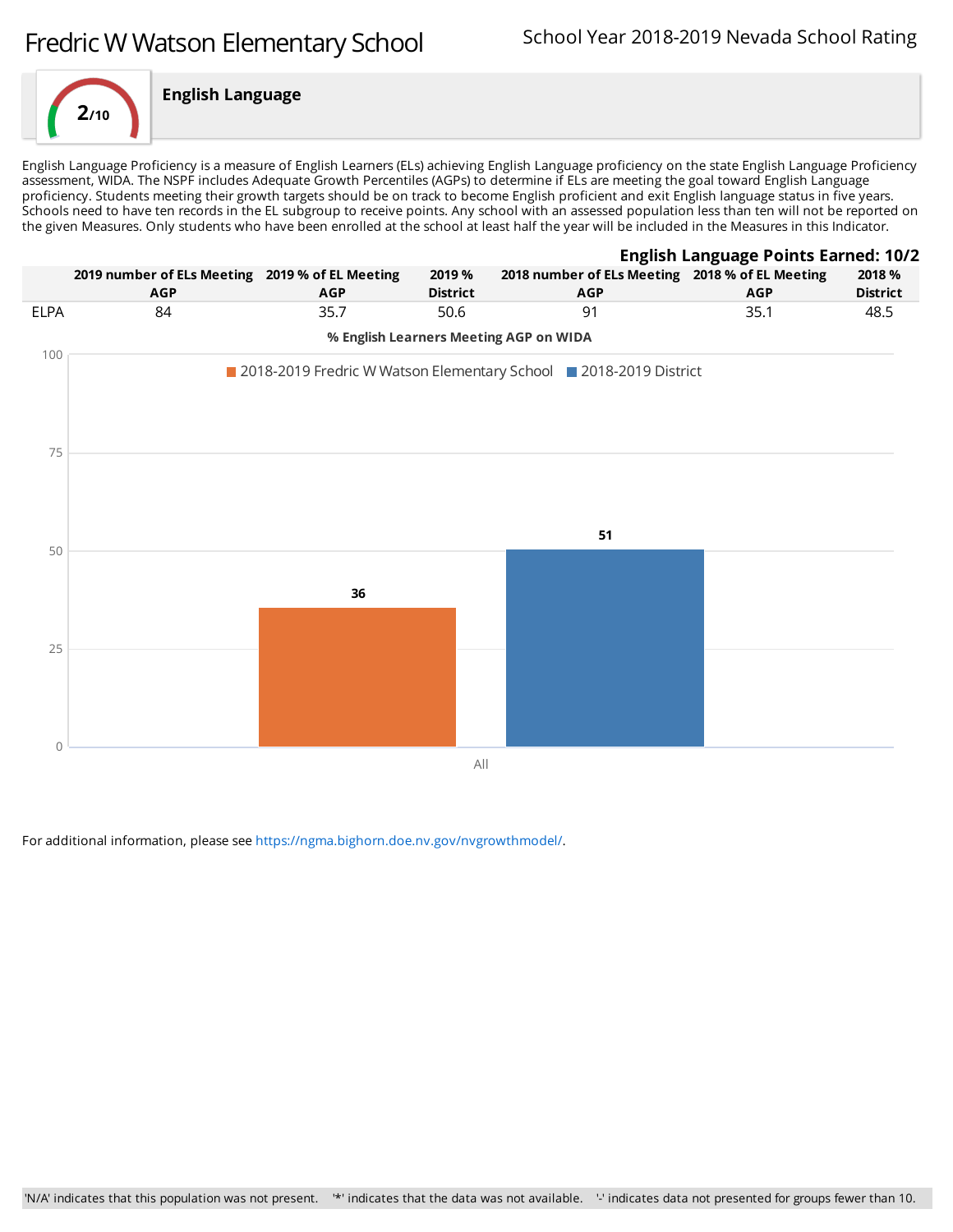# Fredric W Watson Elementary School

School Year 2018-2019 Nevada School Rating

## English Language

2/10

English Language Proficiency is a measure of English Learners (ELs) achieving English Language proficiency on the state English Language Proficiency assessment, WIDA. The NSPF includes Adequate Growth Percentiles (AGPs) to determine if ELs are meeting the goal toward English Language proficiency. Students meeting their growth targets should be on track to become English proficient and exit English language status in five years. Schools need to have ten records in the EL subgroup to receive points. Any school with an assessed population less than ten will not be reported on the given Measures. Only students who have been enrolled at the school at least half the year will be included in the Measures in this Indicator.

**English Language Points Earned: 10/2**

| | 2019 number of ELs Meeting AGP | 2019 % of EL Meeting AGP | 2019 % District | 2018 number of ELs Meeting AGP | 2018 % of EL Meeting AGP | 2018 % District |
|---|---|---|---|---|---|---|
| ELPA | 84 | 35.7 | 50.6 | 91 | 35.1 | 48.5 |

**% English Learners Meeting AGP on WIDA**

| | 2018-2019 Fredric W Watson Elementary School | 2018-2019 District |
|---|---|---|
| All | 36 | 51 |

For additional information, please see https://ngma.bighorn.doe.nv.gov/nvgrowthmodel/.

'N/A' indicates that this population was not present. '*' indicates that the data was not available. '-' indicates data not presented for groups fewer than 10.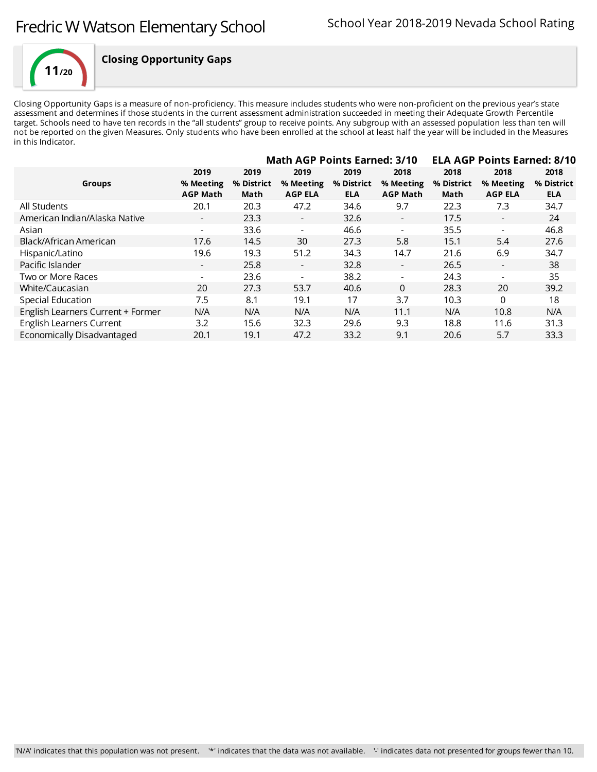# Fredric W Watson Elementary School

School Year 2018-2019 Nevada School Rating

## Closing Opportunity Gaps

11/20

Closing Opportunity Gaps is a measure of non-proficiency. This measure includes students who were non-proficient on the previous year's state assessment and determines if those students in the current assessment administration succeeded in meeting their Adequate Growth Percentile target. Schools need to have ten records in the "all students" group to receive points. Any subgroup with an assessed population less than ten will not be reported on the given Measures. Only students who have been enrolled at the school at least half the year will be included in the Measures in this Indicator.

| Groups | 2019 % Meeting AGP Math | 2019 % District Math | 2019 % Meeting AGP ELA | 2019 % District ELA | 2018 % Meeting AGP Math | 2018 % District Math | 2018 % Meeting AGP ELA | 2018 % District ELA |
|---|---|---|---|---|---|---|---|---|
| | **Math AGP Points Earned: 3/10** | | | | **ELA AGP Points Earned: 8/10** | | | |
| All Students | 20.1 | 20.3 | 47.2 | 34.6 | 9.7 | 22.3 | 7.3 | 34.7 |
| American Indian/Alaska Native | - | 23.3 | - | 32.6 | - | 17.5 | - | 24 |
| Asian | - | 33.6 | - | 46.6 | - | 35.5 | - | 46.8 |
| Black/African American | 17.6 | 14.5 | 30 | 27.3 | 5.8 | 15.1 | 5.4 | 27.6 |
| Hispanic/Latino | 19.6 | 19.3 | 51.2 | 34.3 | 14.7 | 21.6 | 6.9 | 34.7 |
| Pacific Islander | - | 25.8 | - | 32.8 | - | 26.5 | - | 38 |
| Two or More Races | - | 23.6 | - | 38.2 | - | 24.3 | - | 35 |
| White/Caucasian | 20 | 27.3 | 53.7 | 40.6 | 0 | 28.3 | 20 | 39.2 |
| Special Education | 7.5 | 8.1 | 19.1 | 17 | 3.7 | 10.3 | 0 | 18 |
| English Learners Current + Former | N/A | N/A | N/A | N/A | 11.1 | N/A | 10.8 | N/A |
| English Learners Current | 3.2 | 15.6 | 32.3 | 29.6 | 9.3 | 18.8 | 11.6 | 31.3 |
| Economically Disadvantaged | 20.1 | 19.1 | 47.2 | 33.2 | 9.1 | 20.6 | 5.7 | 33.3 |

'N/A' indicates that this population was not present. '*' indicates that the data was not available. '-' indicates data not presented for groups fewer than 10.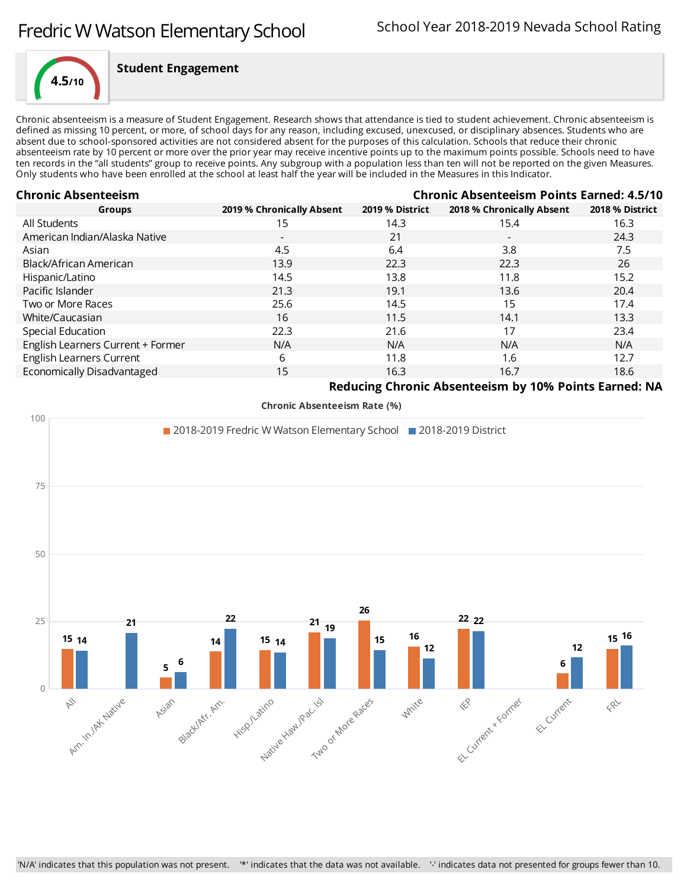# Fredric W Watson Elementary School

School Year 2018-2019 Nevada School Rating

**4.5/10**

## Student Engagement

Chronic absenteeism is a measure of Student Engagement. Research shows that attendance is tied to student achievement. Chronic absenteeism is defined as missing 10 percent, or more, of school days for any reason, including excused, unexcused, or disciplinary absences. Students who are absent due to school-sponsored activities are not considered absent for the purposes of this calculation. Schools that reduce their chronic absenteeism rate by 10 percent or more over the prior year may receive incentive points up to the maximum points possible. Schools need to have ten records in the "all students" group to receive points. Any subgroup with a population less than ten will not be reported on the given Measures. Only students who have been enrolled at the school at least half the year will be included in the Measures in this Indicator.

**Chronic Absenteeism** — **Chronic Absenteeism Points Earned: 4.5/10**

| Groups | 2019 % Chronically Absent | 2019 % District | 2018 % Chronically Absent | 2018 % District |
|---|---|---|---|---|
| All Students | 15 | 14.3 | 15.4 | 16.3 |
| American Indian/Alaska Native | - | 21 | - | 24.3 |
| Asian | 4.5 | 6.4 | 3.8 | 7.5 |
| Black/African American | 13.9 | 22.3 | 22.3 | 26 |
| Hispanic/Latino | 14.5 | 13.8 | 11.8 | 15.2 |
| Pacific Islander | 21.3 | 19.1 | 13.6 | 20.4 |
| Two or More Races | 25.6 | 14.5 | 15 | 17.4 |
| White/Caucasian | 16 | 11.5 | 14.1 | 13.3 |
| Special Education | 22.3 | 21.6 | 17 | 23.4 |
| English Learners Current + Former | N/A | N/A | N/A | N/A |
| English Learners Current | 6 | 11.8 | 1.6 | 12.7 |
| Economically Disadvantaged | 15 | 16.3 | 16.7 | 18.6 |

**Reducing Chronic Absenteeism by 10% Points Earned: NA**

**Chronic Absenteeism Rate (%)**

| Group | 2018-2019 Fredric W Watson Elementary School | 2018-2019 District |
|---|---|---|
| All | 15 | 14 |
| Am. In./AK Native | | 21 |
| Asian | 5 | 6 |
| Black/Afr. Am. | 14 | 22 |
| Hisp./Latino | 15 | 14 |
| Native Haw./Pac. Isl | 21 | 19 |
| Two or More Races | 26 | 15 |
| White | 16 | 12 |
| IEP | 22 | 22 |
| EL Current + Former | | |
| EL Current | 6 | 12 |
| FRL | 15 | 16 |

'N/A' indicates that this population was not present. '*' indicates that the data was not available. '-' indicates data not presented for groups fewer than 10.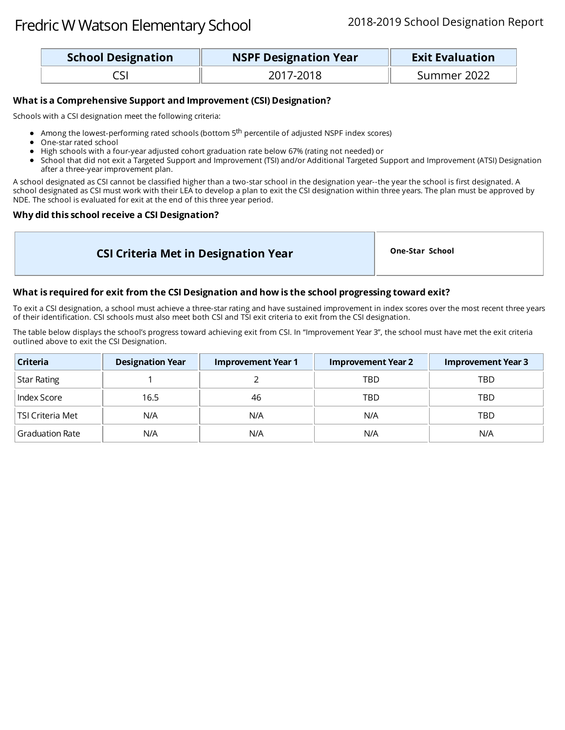# Fredric W Watson Elementary School

2018-2019 School Designation Report

| School Designation | NSPF Designation Year | Exit Evaluation |
|---|---|---|
| CSI | 2017-2018 | Summer 2022 |

### What is a Comprehensive Support and Improvement (CSI) Designation?

Schools with a CSI designation meet the following criteria:

- Among the lowest-performing rated schools (bottom 5th percentile of adjusted NSPF index scores)
- One-star rated school
- High schools with a four-year adjusted cohort graduation rate below 67% (rating not needed) or
- School that did not exit a Targeted Support and Improvement (TSI) and/or Additional Targeted Support and Improvement (ATSI) Designation after a three-year improvement plan.

A school designated as CSI cannot be classified higher than a two-star school in the designation year--the year the school is first designated. A school designated as CSI must work with their LEA to develop a plan to exit the CSI designation within three years. The plan must be approved by NDE. The school is evaluated for exit at the end of this three year period.

### Why did this school receive a CSI Designation?

| | |
|---|---|
| **CSI Criteria Met in Designation Year** | **One-Star School** |

### What is required for exit from the CSI Designation and how is the school progressing toward exit?

To exit a CSI designation, a school must achieve a three-star rating and have sustained improvement in index scores over the most recent three years of their identification. CSI schools must also meet both CSI and TSI exit criteria to exit from the CSI designation.

The table below displays the school's progress toward achieving exit from CSI. In "Improvement Year 3", the school must have met the exit criteria outlined above to exit the CSI Designation.

| Criteria | Designation Year | Improvement Year 1 | Improvement Year 2 | Improvement Year 3 |
|---|---|---|---|---|
| Star Rating | 1 | 2 | TBD | TBD |
| Index Score | 16.5 | 46 | TBD | TBD |
| TSI Criteria Met | N/A | N/A | N/A | TBD |
| Graduation Rate | N/A | N/A | N/A | N/A |